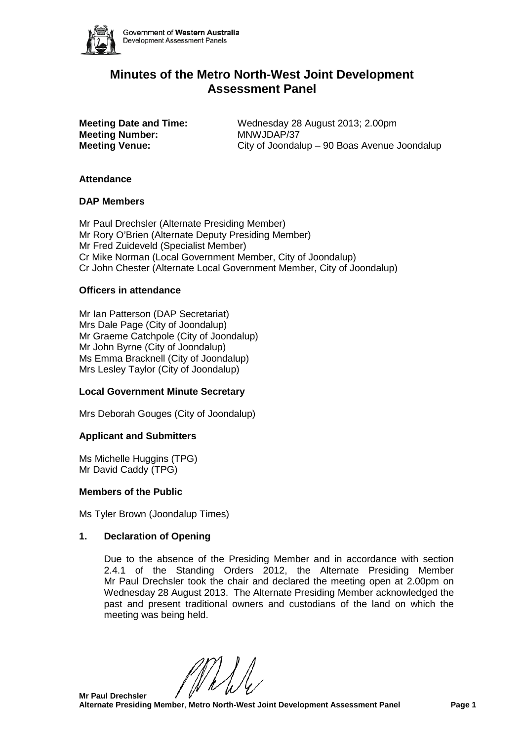# Minutes of the Metro North-West Joint Development Assessment Panel

**Meeting Date and Time:** Wednesday 28 August 2013; 2.00pm
**Meeting Number:** MNWJDAP/37
**Meeting Venue:** City of Joondalup – 90 Boas Avenue Joondalup

### Attendance

### DAP Members

Mr Paul Drechsler (Alternate Presiding Member)
Mr Rory O'Brien (Alternate Deputy Presiding Member)
Mr Fred Zuideveld (Specialist Member)
Cr Mike Norman (Local Government Member, City of Joondalup)
Cr John Chester (Alternate Local Government Member, City of Joondalup)

### Officers in attendance

Mr Ian Patterson (DAP Secretariat)
Mrs Dale Page (City of Joondalup)
Mr Graeme Catchpole (City of Joondalup)
Mr John Byrne (City of Joondalup)
Ms Emma Bracknell (City of Joondalup)
Mrs Lesley Taylor (City of Joondalup)

### Local Government Minute Secretary

Mrs Deborah Gouges (City of Joondalup)

### Applicant and Submitters

Ms Michelle Huggins (TPG)
Mr David Caddy (TPG)

### Members of the Public

Ms Tyler Brown (Joondalup Times)

### 1. Declaration of Opening

Due to the absence of the Presiding Member and in accordance with section 2.4.1 of the Standing Orders 2012, the Alternate Presiding Member Mr Paul Drechsler took the chair and declared the meeting open at 2.00pm on Wednesday 28 August 2013. The Alternate Presiding Member acknowledged the past and present traditional owners and custodians of the land on which the meeting was being held.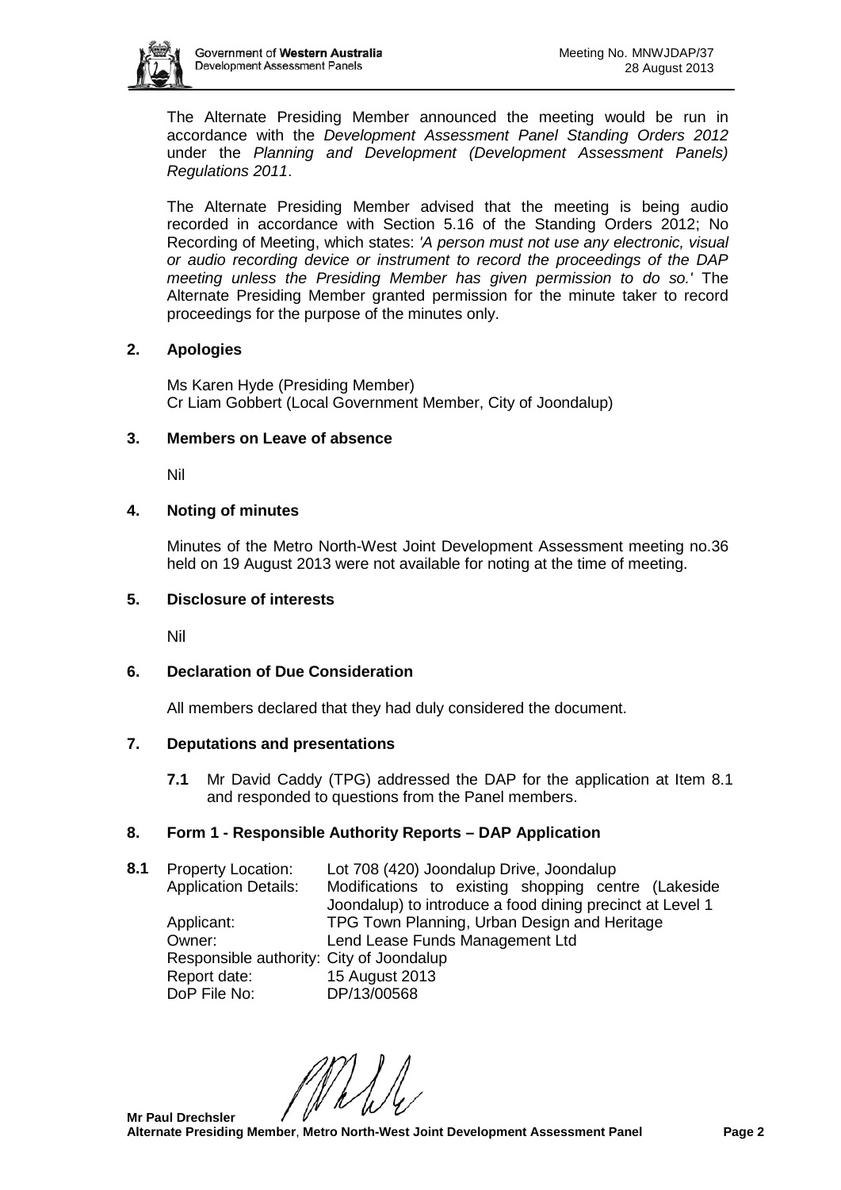The Alternate Presiding Member announced the meeting would be run in accordance with the *Development Assessment Panel Standing Orders 2012* under the *Planning and Development (Development Assessment Panels) Regulations 2011*.

The Alternate Presiding Member advised that the meeting is being audio recorded in accordance with Section 5.16 of the Standing Orders 2012; No Recording of Meeting, which states: *'A person must not use any electronic, visual or audio recording device or instrument to record the proceedings of the DAP meeting unless the Presiding Member has given permission to do so.'* The Alternate Presiding Member granted permission for the minute taker to record proceedings for the purpose of the minutes only.

## 2. Apologies

Ms Karen Hyde (Presiding Member)
Cr Liam Gobbert (Local Government Member, City of Joondalup)

## 3. Members on Leave of absence

Nil

## 4. Noting of minutes

Minutes of the Metro North-West Joint Development Assessment meeting no.36 held on 19 August 2013 were not available for noting at the time of meeting.

## 5. Disclosure of interests

Nil

## 6. Declaration of Due Consideration

All members declared that they had duly considered the document.

## 7. Deputations and presentations

**7.1** Mr David Caddy (TPG) addressed the DAP for the application at Item 8.1 and responded to questions from the Panel members.

## 8. Form 1 - Responsible Authority Reports – DAP Application

**8.1**

| | |
|---|---|
| Property Location: | Lot 708 (420) Joondalup Drive, Joondalup |
| Application Details: | Modifications to existing shopping centre (Lakeside Joondalup) to introduce a food dining precinct at Level 1 |
| Applicant: | TPG Town Planning, Urban Design and Heritage |
| Owner: | Lend Lease Funds Management Ltd |
| Responsible authority: | City of Joondalup |
| Report date: | 15 August 2013 |
| DoP File No: | DP/13/00568 |

**Mr Paul Drechsler**
**Alternate Presiding Member, Metro North-West Joint Development Assessment Panel**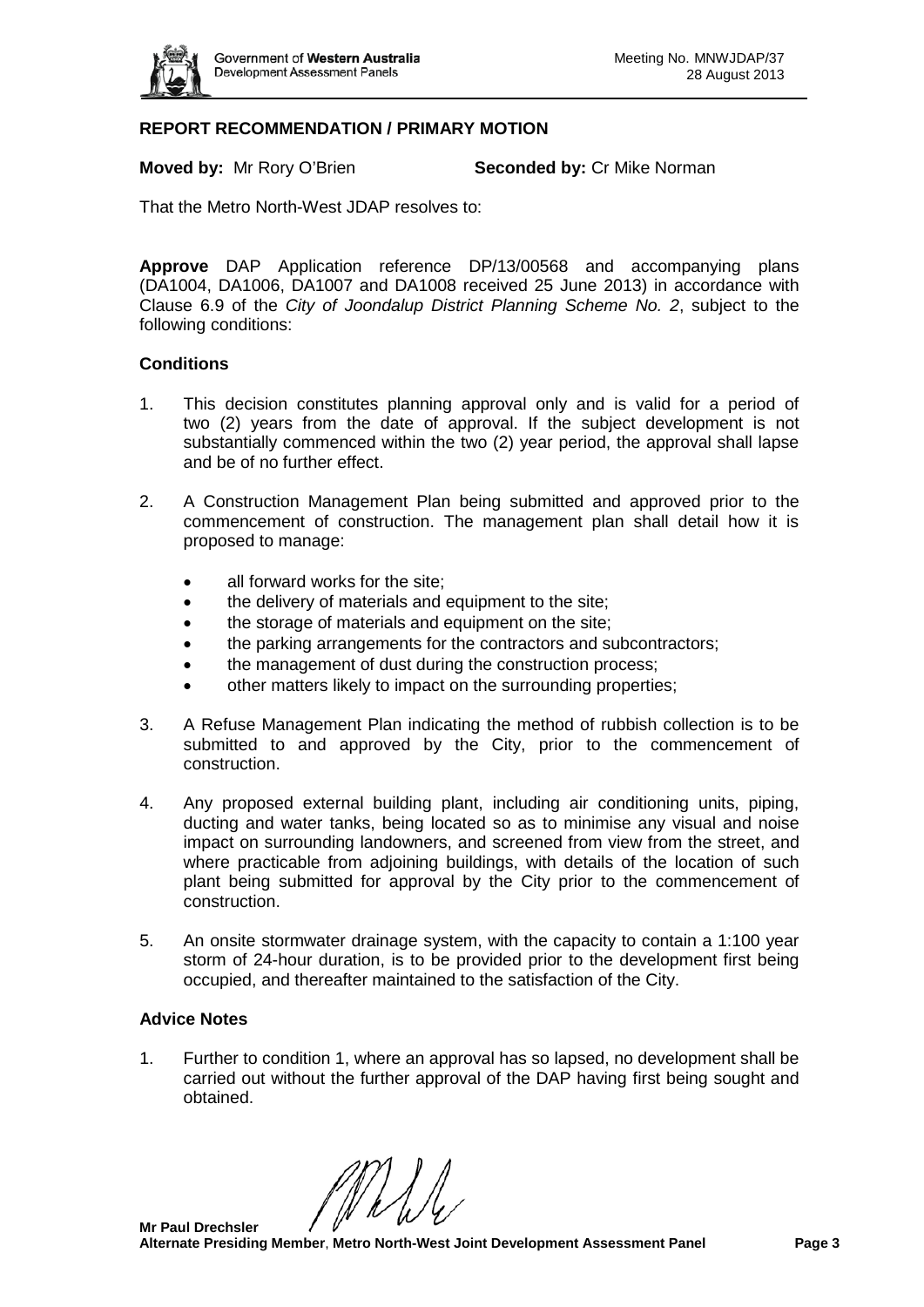## REPORT RECOMMENDATION / PRIMARY MOTION

**Moved by:** Mr Rory O'Brien **Seconded by:** Cr Mike Norman

That the Metro North-West JDAP resolves to:

**Approve** DAP Application reference DP/13/00568 and accompanying plans (DA1004, DA1006, DA1007 and DA1008 received 25 June 2013) in accordance with Clause 6.9 of the *City of Joondalup District Planning Scheme No. 2*, subject to the following conditions:

### Conditions

1. This decision constitutes planning approval only and is valid for a period of two (2) years from the date of approval. If the subject development is not substantially commenced within the two (2) year period, the approval shall lapse and be of no further effect.

2. A Construction Management Plan being submitted and approved prior to the commencement of construction. The management plan shall detail how it is proposed to manage:

   - all forward works for the site;
   - the delivery of materials and equipment to the site;
   - the storage of materials and equipment on the site;
   - the parking arrangements for the contractors and subcontractors;
   - the management of dust during the construction process;
   - other matters likely to impact on the surrounding properties;

3. A Refuse Management Plan indicating the method of rubbish collection is to be submitted to and approved by the City, prior to the commencement of construction.

4. Any proposed external building plant, including air conditioning units, piping, ducting and water tanks, being located so as to minimise any visual and noise impact on surrounding landowners, and screened from view from the street, and where practicable from adjoining buildings, with details of the location of such plant being submitted for approval by the City prior to the commencement of construction.

5. An onsite stormwater drainage system, with the capacity to contain a 1:100 year storm of 24-hour duration, is to be provided prior to the development first being occupied, and thereafter maintained to the satisfaction of the City.

### Advice Notes

1. Further to condition 1, where an approval has so lapsed, no development shall be carried out without the further approval of the DAP having first being sought and obtained.

**Mr Paul Drechsler**
**Alternate Presiding Member, Metro North-West Joint Development Assessment Panel**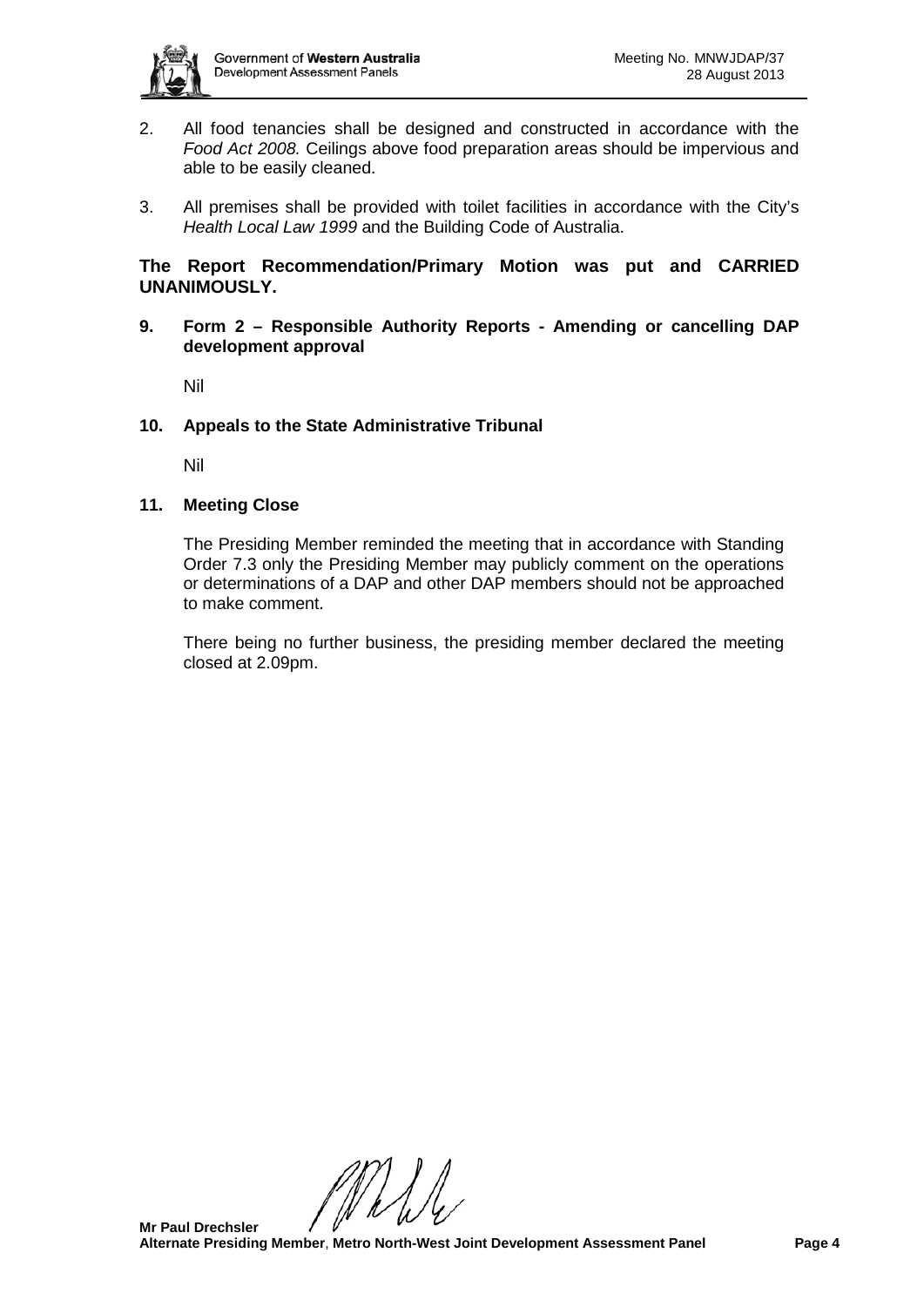2. All food tenancies shall be designed and constructed in accordance with the *Food Act 2008.* Ceilings above food preparation areas should be impervious and able to be easily cleaned.

3. All premises shall be provided with toilet facilities in accordance with the City's *Health Local Law 1999* and the Building Code of Australia.

**The Report Recommendation/Primary Motion was put and CARRIED UNANIMOUSLY.**

**9. Form 2 – Responsible Authority Reports - Amending or cancelling DAP development approval**

Nil

**10. Appeals to the State Administrative Tribunal**

Nil

**11. Meeting Close**

The Presiding Member reminded the meeting that in accordance with Standing Order 7.3 only the Presiding Member may publicly comment on the operations or determinations of a DAP and other DAP members should not be approached to make comment.

There being no further business, the presiding member declared the meeting closed at 2.09pm.

**Mr Paul Drechsler**
**Alternate Presiding Member**, **Metro North-West Joint Development Assessment Panel**